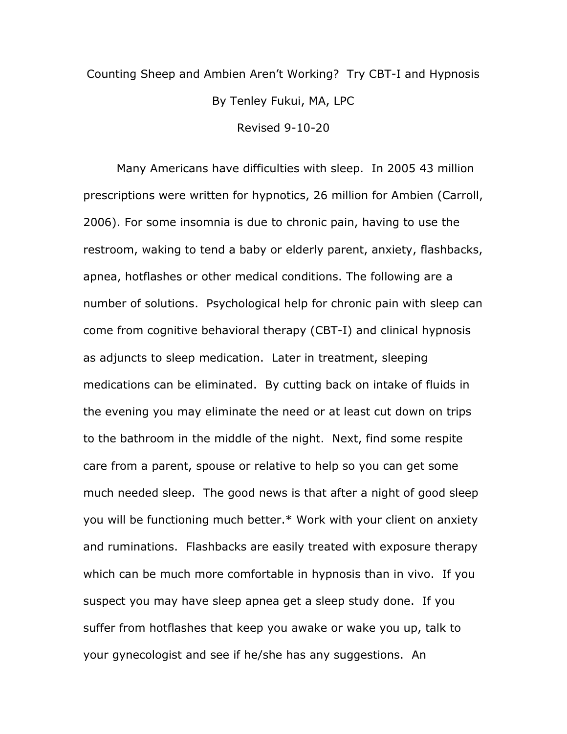# Counting Sheep and Ambien Aren't Working? Try CBT-I and Hypnosis

By Tenley Fukui, MA, LPC

Revised 9-10-20

Many Americans have difficulties with sleep. In 2005 43 million prescriptions were written for hypnotics, 26 million for Ambien (Carroll, 2006). For some insomnia is due to chronic pain, having to use the restroom, waking to tend a baby or elderly parent, anxiety, flashbacks, apnea, hotflashes or other medical conditions. The following are a number of solutions. Psychological help for chronic pain with sleep can come from cognitive behavioral therapy (CBT-I) and clinical hypnosis as adjuncts to sleep medication. Later in treatment, sleeping medications can be eliminated. By cutting back on intake of fluids in the evening you may eliminate the need or at least cut down on trips to the bathroom in the middle of the night. Next, find some respite care from a parent, spouse or relative to help so you can get some much needed sleep. The good news is that after a night of good sleep you will be functioning much better.* Work with your client on anxiety and ruminations. Flashbacks are easily treated with exposure therapy which can be much more comfortable in hypnosis than in vivo. If you suspect you may have sleep apnea get a sleep study done. If you suffer from hotflashes that keep you awake or wake you up, talk to your gynecologist and see if he/she has any suggestions. An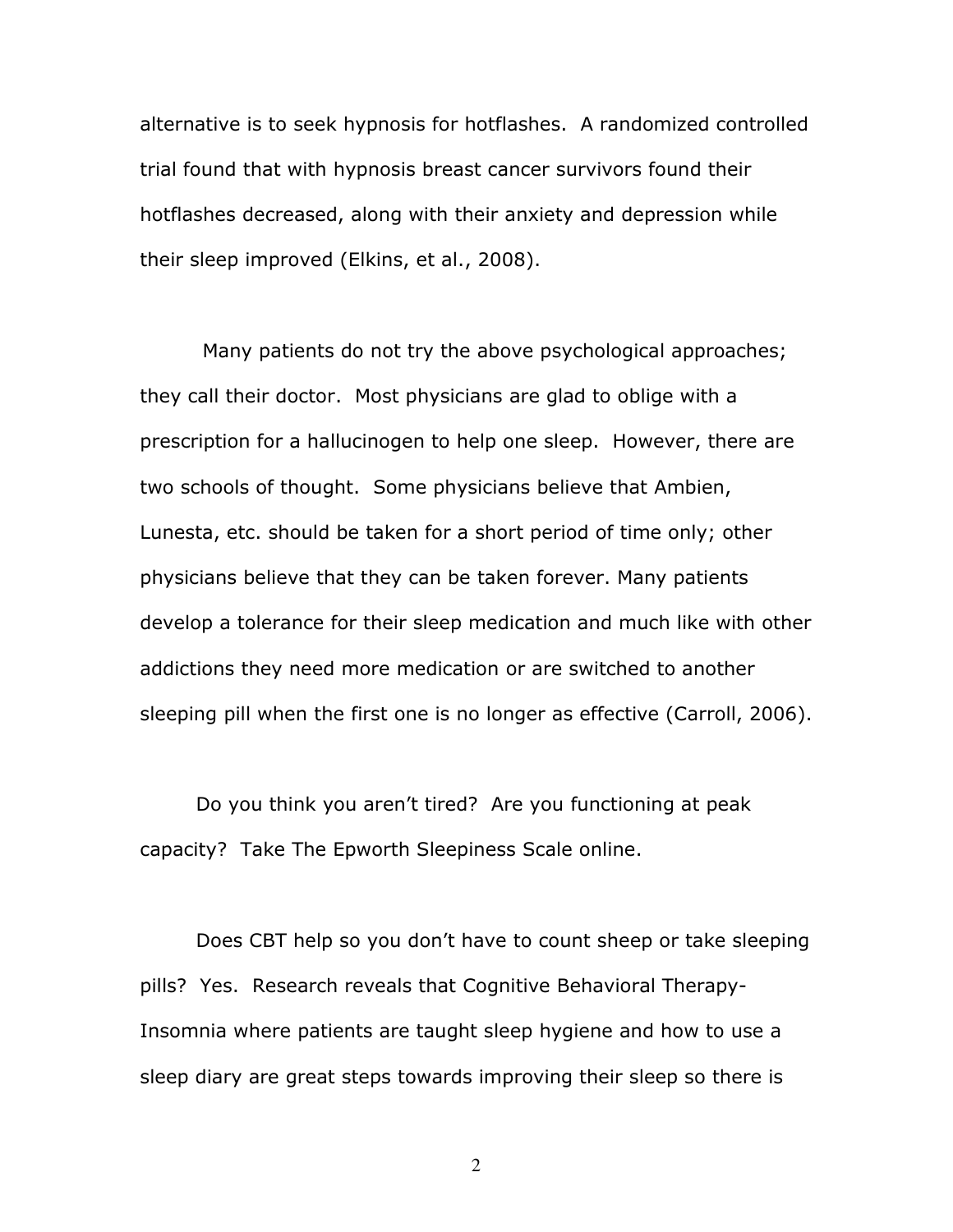alternative is to seek hypnosis for hotflashes. A randomized controlled trial found that with hypnosis breast cancer survivors found their hotflashes decreased, along with their anxiety and depression while their sleep improved (Elkins, et al., 2008).

Many patients do not try the above psychological approaches; they call their doctor. Most physicians are glad to oblige with a prescription for a hallucinogen to help one sleep. However, there are two schools of thought. Some physicians believe that Ambien, Lunesta, etc. should be taken for a short period of time only; other physicians believe that they can be taken forever. Many patients develop a tolerance for their sleep medication and much like with other addictions they need more medication or are switched to another sleeping pill when the first one is no longer as effective (Carroll, 2006).

Do you think you aren't tired? Are you functioning at peak capacity? Take The Epworth Sleepiness Scale online.

Does CBT help so you don't have to count sheep or take sleeping pills? Yes. Research reveals that Cognitive Behavioral Therapy-Insomnia where patients are taught sleep hygiene and how to use a sleep diary are great steps towards improving their sleep so there is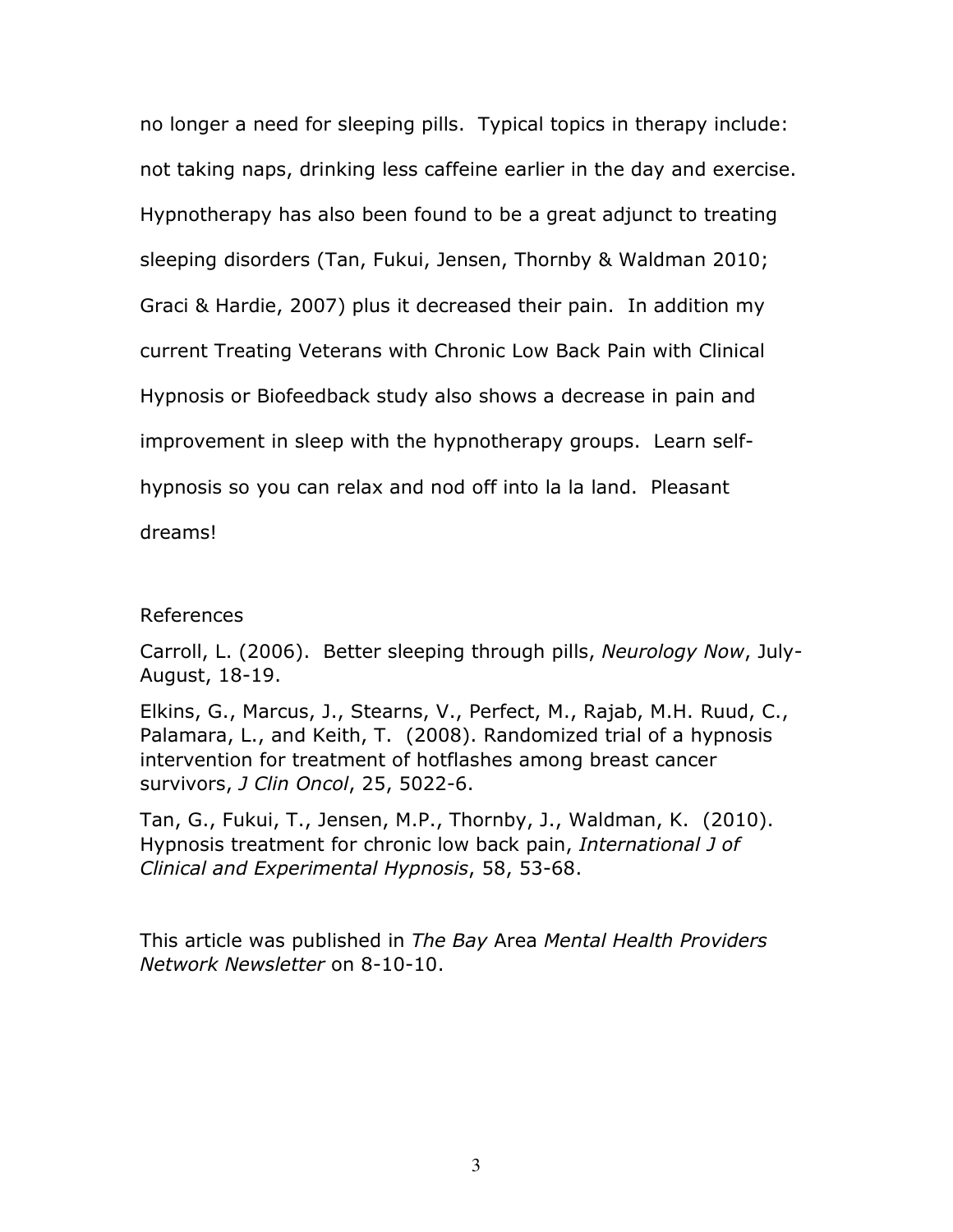no longer a need for sleeping pills. Typical topics in therapy include: not taking naps, drinking less caffeine earlier in the day and exercise. Hypnotherapy has also been found to be a great adjunct to treating sleeping disorders (Tan, Fukui, Jensen, Thornby & Waldman 2010; Graci & Hardie, 2007) plus it decreased their pain. In addition my current Treating Veterans with Chronic Low Back Pain with Clinical Hypnosis or Biofeedback study also shows a decrease in pain and improvement in sleep with the hypnotherapy groups. Learn self-hypnosis so you can relax and nod off into la la land. Pleasant dreams!

References

Carroll, L. (2006). Better sleeping through pills, *Neurology Now*, July-August, 18-19.

Elkins, G., Marcus, J., Stearns, V., Perfect, M., Rajab, M.H. Ruud, C., Palamara, L., and Keith, T. (2008). Randomized trial of a hypnosis intervention for treatment of hotflashes among breast cancer survivors, *J Clin Oncol*, 25, 5022-6.

Tan, G., Fukui, T., Jensen, M.P., Thornby, J., Waldman, K. (2010). Hypnosis treatment for chronic low back pain, *International J of Clinical and Experimental Hypnosis*, 58, 53-68.

This article was published in *The Bay* Area *Mental Health Providers Network Newsletter* on 8-10-10.